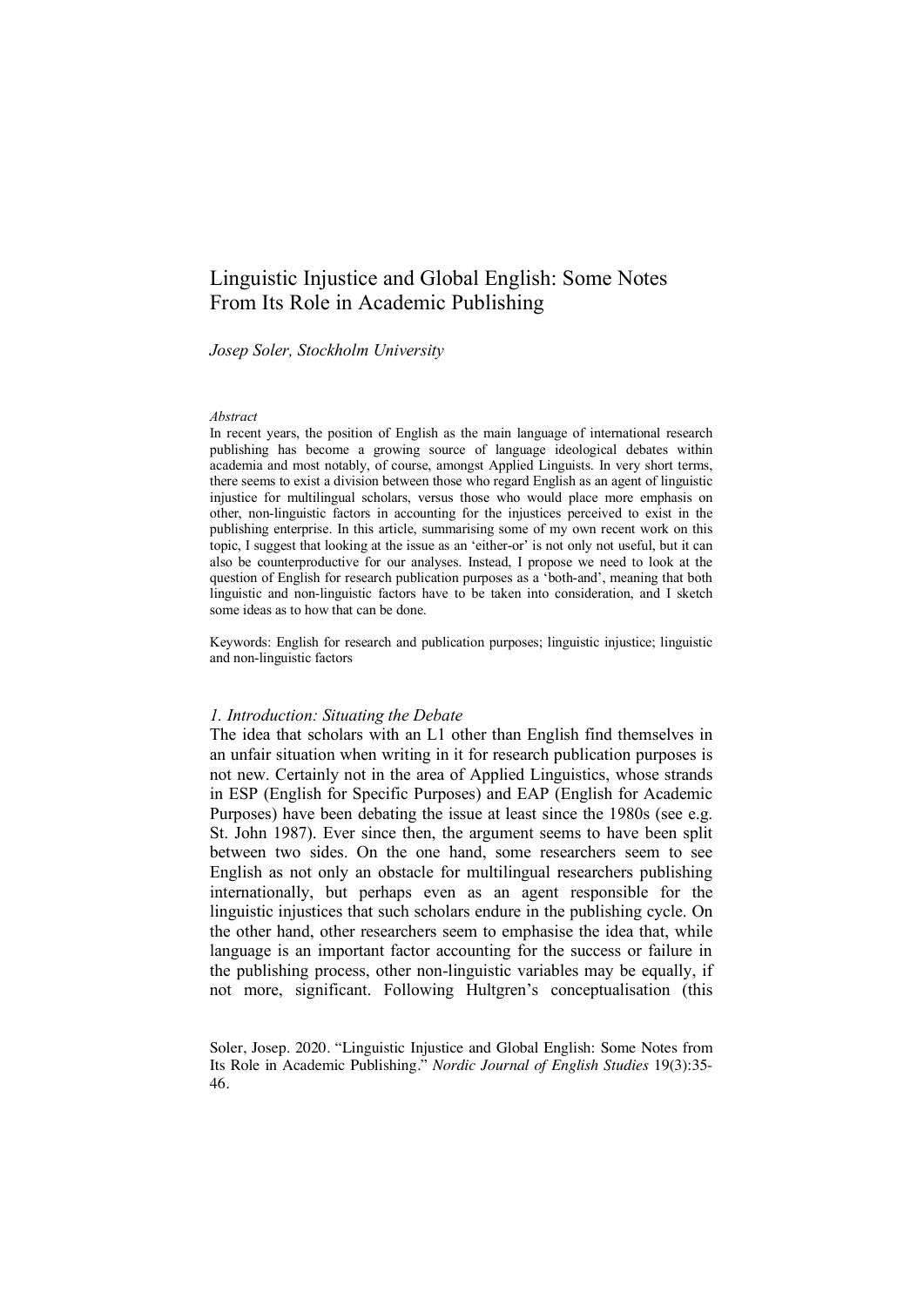# Linguistic Injustice and Global English: Some Notes From Its Role in Academic Publishing

*Josep Soler, Stockholm University*

*Abstract*

In recent years, the position of English as the main language of international research publishing has become a growing source of language ideological debates within academia and most notably, of course, amongst Applied Linguists. In very short terms, there seems to exist a division between those who regard English as an agent of linguistic injustice for multilingual scholars, versus those who would place more emphasis on other, non-linguistic factors in accounting for the injustices perceived to exist in the publishing enterprise. In this article, summarising some of my own recent work on this topic, I suggest that looking at the issue as an 'either-or' is not only not useful, but it can also be counterproductive for our analyses. Instead, I propose we need to look at the question of English for research publication purposes as a 'both-and', meaning that both linguistic and non-linguistic factors have to be taken into consideration, and I sketch some ideas as to how that can be done.

Keywords: English for research and publication purposes; linguistic injustice; linguistic and non-linguistic factors

## *1. Introduction: Situating the Debate*

The idea that scholars with an L1 other than English find themselves in an unfair situation when writing in it for research publication purposes is not new. Certainly not in the area of Applied Linguistics, whose strands in ESP (English for Specific Purposes) and EAP (English for Academic Purposes) have been debating the issue at least since the 1980s (see e.g. St. John 1987). Ever since then, the argument seems to have been split between two sides. On the one hand, some researchers seem to see English as not only an obstacle for multilingual researchers publishing internationally, but perhaps even as an agent responsible for the linguistic injustices that such scholars endure in the publishing cycle. On the other hand, other researchers seem to emphasise the idea that, while language is an important factor accounting for the success or failure in the publishing process, other non-linguistic variables may be equally, if not more, significant. Following Hultgren's conceptualisation (this

Soler, Josep. 2020. "Linguistic Injustice and Global English: Some Notes from Its Role in Academic Publishing." *Nordic Journal of English Studies* 19(3):35-46.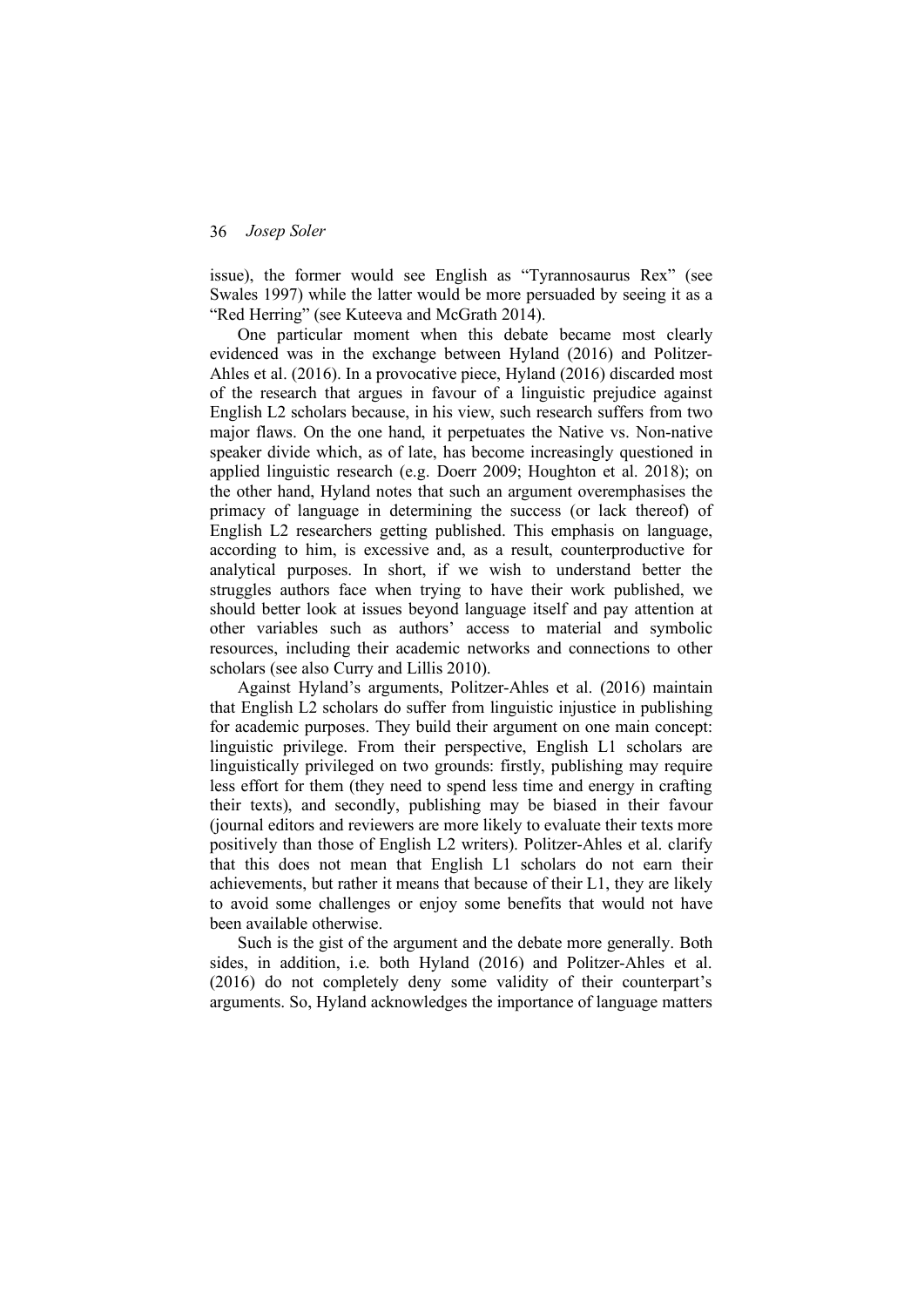issue), the former would see English as "Tyrannosaurus Rex" (see Swales 1997) while the latter would be more persuaded by seeing it as a "Red Herring" (see Kuteeva and McGrath 2014).

One particular moment when this debate became most clearly evidenced was in the exchange between Hyland (2016) and Politzer-Ahles et al. (2016). In a provocative piece, Hyland (2016) discarded most of the research that argues in favour of a linguistic prejudice against English L2 scholars because, in his view, such research suffers from two major flaws. On the one hand, it perpetuates the Native vs. Non-native speaker divide which, as of late, has become increasingly questioned in applied linguistic research (e.g. Doerr 2009; Houghton et al. 2018); on the other hand, Hyland notes that such an argument overemphasises the primacy of language in determining the success (or lack thereof) of English L2 researchers getting published. This emphasis on language, according to him, is excessive and, as a result, counterproductive for analytical purposes. In short, if we wish to understand better the struggles authors face when trying to have their work published, we should better look at issues beyond language itself and pay attention at other variables such as authors' access to material and symbolic resources, including their academic networks and connections to other scholars (see also Curry and Lillis 2010).

Against Hyland's arguments, Politzer-Ahles et al. (2016) maintain that English L2 scholars do suffer from linguistic injustice in publishing for academic purposes. They build their argument on one main concept: linguistic privilege. From their perspective, English L1 scholars are linguistically privileged on two grounds: firstly, publishing may require less effort for them (they need to spend less time and energy in crafting their texts), and secondly, publishing may be biased in their favour (journal editors and reviewers are more likely to evaluate their texts more positively than those of English L2 writers). Politzer-Ahles et al. clarify that this does not mean that English L1 scholars do not earn their achievements, but rather it means that because of their L1, they are likely to avoid some challenges or enjoy some benefits that would not have been available otherwise.

Such is the gist of the argument and the debate more generally. Both sides, in addition, i.e. both Hyland (2016) and Politzer-Ahles et al. (2016) do not completely deny some validity of their counterpart's arguments. So, Hyland acknowledges the importance of language matters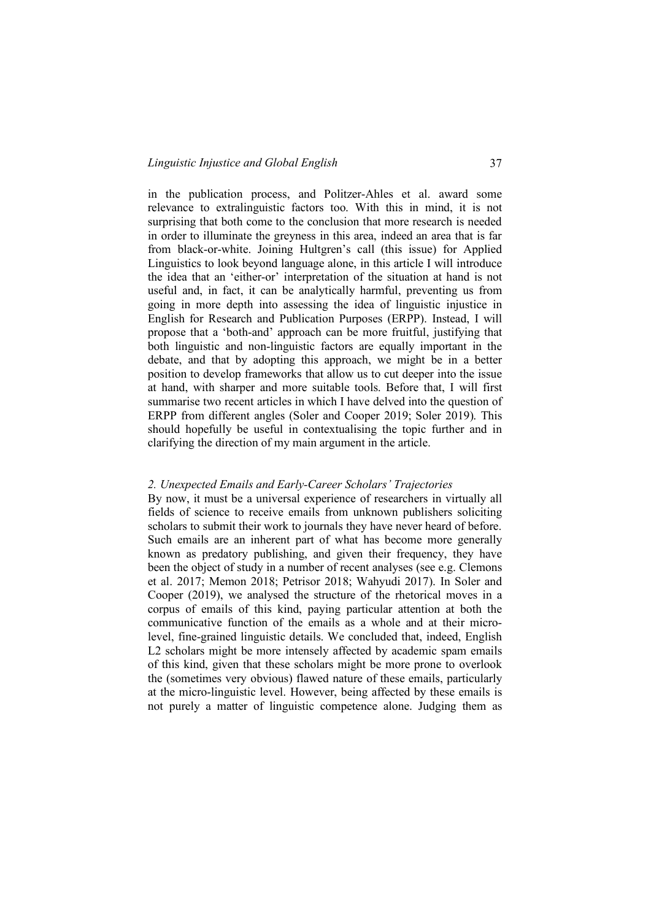in the publication process, and Politzer-Ahles et al. award some relevance to extralinguistic factors too. With this in mind, it is not surprising that both come to the conclusion that more research is needed in order to illuminate the greyness in this area, indeed an area that is far from black-or-white. Joining Hultgren's call (this issue) for Applied Linguistics to look beyond language alone, in this article I will introduce the idea that an 'either-or' interpretation of the situation at hand is not useful and, in fact, it can be analytically harmful, preventing us from going in more depth into assessing the idea of linguistic injustice in English for Research and Publication Purposes (ERPP). Instead, I will propose that a 'both-and' approach can be more fruitful, justifying that both linguistic and non-linguistic factors are equally important in the debate, and that by adopting this approach, we might be in a better position to develop frameworks that allow us to cut deeper into the issue at hand, with sharper and more suitable tools. Before that, I will first summarise two recent articles in which I have delved into the question of ERPP from different angles (Soler and Cooper 2019; Soler 2019). This should hopefully be useful in contextualising the topic further and in clarifying the direction of my main argument in the article.

## *2. Unexpected Emails and Early-Career Scholars' Trajectories*

By now, it must be a universal experience of researchers in virtually all fields of science to receive emails from unknown publishers soliciting scholars to submit their work to journals they have never heard of before. Such emails are an inherent part of what has become more generally known as predatory publishing, and given their frequency, they have been the object of study in a number of recent analyses (see e.g. Clemons et al. 2017; Memon 2018; Petrisor 2018; Wahyudi 2017). In Soler and Cooper (2019), we analysed the structure of the rhetorical moves in a corpus of emails of this kind, paying particular attention at both the communicative function of the emails as a whole and at their micro-level, fine-grained linguistic details. We concluded that, indeed, English L2 scholars might be more intensely affected by academic spam emails of this kind, given that these scholars might be more prone to overlook the (sometimes very obvious) flawed nature of these emails, particularly at the micro-linguistic level. However, being affected by these emails is not purely a matter of linguistic competence alone. Judging them as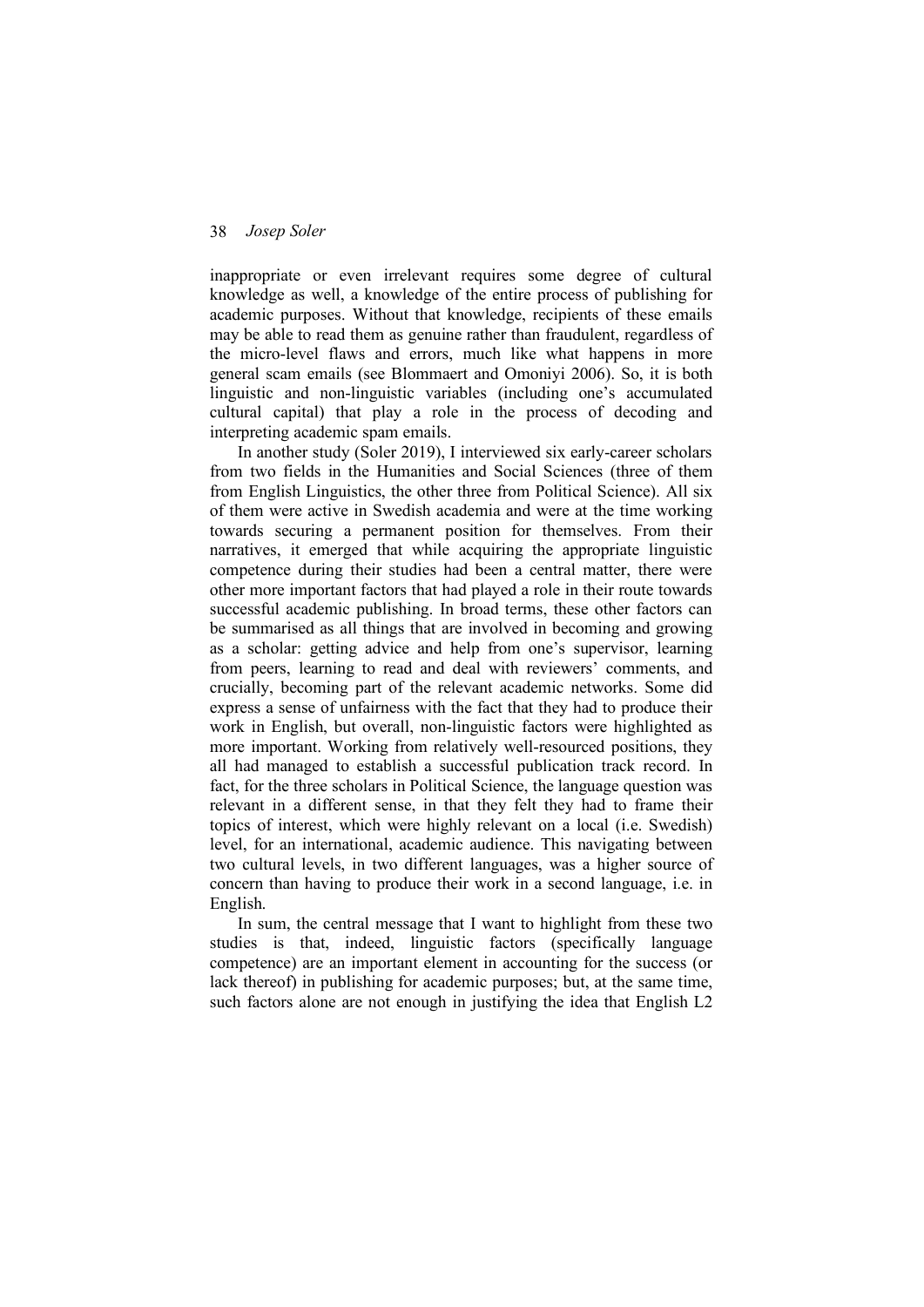inappropriate or even irrelevant requires some degree of cultural knowledge as well, a knowledge of the entire process of publishing for academic purposes. Without that knowledge, recipients of these emails may be able to read them as genuine rather than fraudulent, regardless of the micro-level flaws and errors, much like what happens in more general scam emails (see Blommaert and Omoniyi 2006). So, it is both linguistic and non-linguistic variables (including one's accumulated cultural capital) that play a role in the process of decoding and interpreting academic spam emails.

In another study (Soler 2019), I interviewed six early-career scholars from two fields in the Humanities and Social Sciences (three of them from English Linguistics, the other three from Political Science). All six of them were active in Swedish academia and were at the time working towards securing a permanent position for themselves. From their narratives, it emerged that while acquiring the appropriate linguistic competence during their studies had been a central matter, there were other more important factors that had played a role in their route towards successful academic publishing. In broad terms, these other factors can be summarised as all things that are involved in becoming and growing as a scholar: getting advice and help from one's supervisor, learning from peers, learning to read and deal with reviewers' comments, and crucially, becoming part of the relevant academic networks. Some did express a sense of unfairness with the fact that they had to produce their work in English, but overall, non-linguistic factors were highlighted as more important. Working from relatively well-resourced positions, they all had managed to establish a successful publication track record. In fact, for the three scholars in Political Science, the language question was relevant in a different sense, in that they felt they had to frame their topics of interest, which were highly relevant on a local (i.e. Swedish) level, for an international, academic audience. This navigating between two cultural levels, in two different languages, was a higher source of concern than having to produce their work in a second language, i.e. in English.

In sum, the central message that I want to highlight from these two studies is that, indeed, linguistic factors (specifically language competence) are an important element in accounting for the success (or lack thereof) in publishing for academic purposes; but, at the same time, such factors alone are not enough in justifying the idea that English L2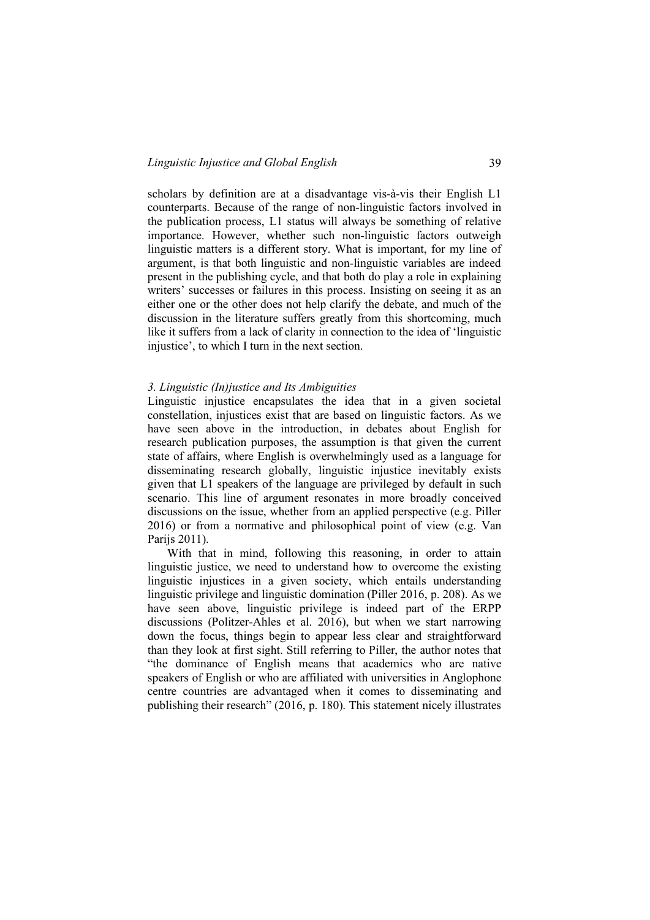scholars by definition are at a disadvantage vis-à-vis their English L1 counterparts. Because of the range of non-linguistic factors involved in the publication process, L1 status will always be something of relative importance. However, whether such non-linguistic factors outweigh linguistic matters is a different story. What is important, for my line of argument, is that both linguistic and non-linguistic variables are indeed present in the publishing cycle, and that both do play a role in explaining writers' successes or failures in this process. Insisting on seeing it as an either one or the other does not help clarify the debate, and much of the discussion in the literature suffers greatly from this shortcoming, much like it suffers from a lack of clarity in connection to the idea of 'linguistic injustice', to which I turn in the next section.

### *3. Linguistic (In)justice and Its Ambiguities*

Linguistic injustice encapsulates the idea that in a given societal constellation, injustices exist that are based on linguistic factors. As we have seen above in the introduction, in debates about English for research publication purposes, the assumption is that given the current state of affairs, where English is overwhelmingly used as a language for disseminating research globally, linguistic injustice inevitably exists given that L1 speakers of the language are privileged by default in such scenario. This line of argument resonates in more broadly conceived discussions on the issue, whether from an applied perspective (e.g. Piller 2016) or from a normative and philosophical point of view (e.g. Van Parijs 2011).

With that in mind, following this reasoning, in order to attain linguistic justice, we need to understand how to overcome the existing linguistic injustices in a given society, which entails understanding linguistic privilege and linguistic domination (Piller 2016, p. 208). As we have seen above, linguistic privilege is indeed part of the ERPP discussions (Politzer-Ahles et al. 2016), but when we start narrowing down the focus, things begin to appear less clear and straightforward than they look at first sight. Still referring to Piller, the author notes that "the dominance of English means that academics who are native speakers of English or who are affiliated with universities in Anglophone centre countries are advantaged when it comes to disseminating and publishing their research" (2016, p. 180). This statement nicely illustrates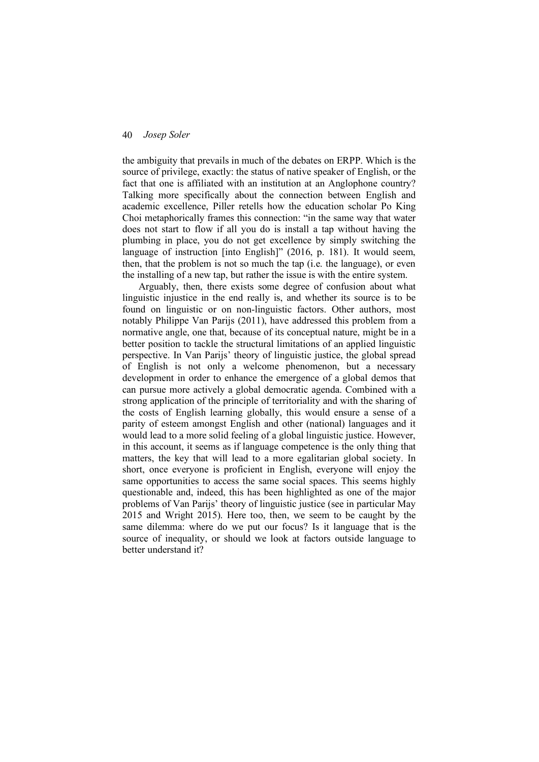the ambiguity that prevails in much of the debates on ERPP. Which is the source of privilege, exactly: the status of native speaker of English, or the fact that one is affiliated with an institution at an Anglophone country? Talking more specifically about the connection between English and academic excellence, Piller retells how the education scholar Po King Choi metaphorically frames this connection: "in the same way that water does not start to flow if all you do is install a tap without having the plumbing in place, you do not get excellence by simply switching the language of instruction [into English]" (2016, p. 181). It would seem, then, that the problem is not so much the tap (i.e. the language), or even the installing of a new tap, but rather the issue is with the entire system.

Arguably, then, there exists some degree of confusion about what linguistic injustice in the end really is, and whether its source is to be found on linguistic or on non-linguistic factors. Other authors, most notably Philippe Van Parijs (2011), have addressed this problem from a normative angle, one that, because of its conceptual nature, might be in a better position to tackle the structural limitations of an applied linguistic perspective. In Van Parijs' theory of linguistic justice, the global spread of English is not only a welcome phenomenon, but a necessary development in order to enhance the emergence of a global demos that can pursue more actively a global democratic agenda. Combined with a strong application of the principle of territoriality and with the sharing of the costs of English learning globally, this would ensure a sense of a parity of esteem amongst English and other (national) languages and it would lead to a more solid feeling of a global linguistic justice. However, in this account, it seems as if language competence is the only thing that matters, the key that will lead to a more egalitarian global society. In short, once everyone is proficient in English, everyone will enjoy the same opportunities to access the same social spaces. This seems highly questionable and, indeed, this has been highlighted as one of the major problems of Van Parijs' theory of linguistic justice (see in particular May 2015 and Wright 2015). Here too, then, we seem to be caught by the same dilemma: where do we put our focus? Is it language that is the source of inequality, or should we look at factors outside language to better understand it?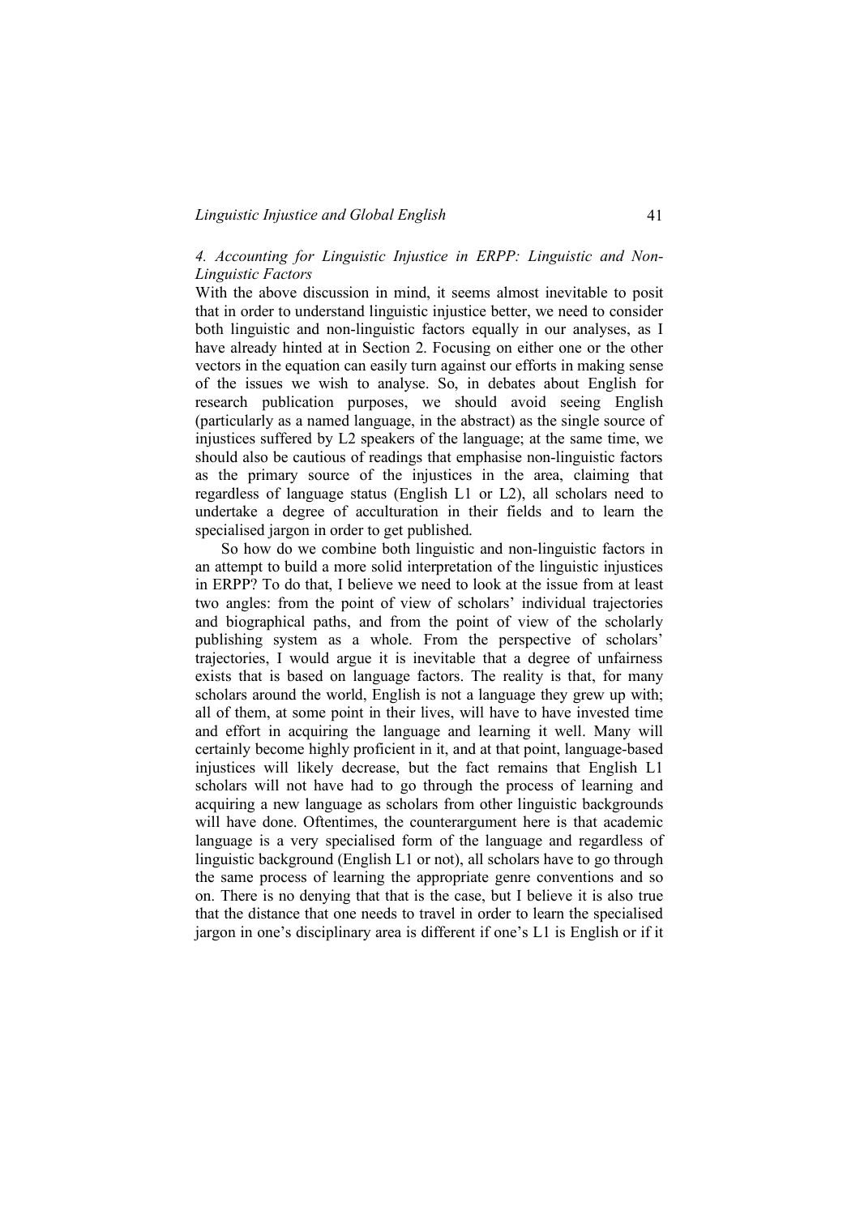### *4. Accounting for Linguistic Injustice in ERPP: Linguistic and Non-Linguistic Factors*

With the above discussion in mind, it seems almost inevitable to posit that in order to understand linguistic injustice better, we need to consider both linguistic and non-linguistic factors equally in our analyses, as I have already hinted at in Section 2. Focusing on either one or the other vectors in the equation can easily turn against our efforts in making sense of the issues we wish to analyse. So, in debates about English for research publication purposes, we should avoid seeing English (particularly as a named language, in the abstract) as the single source of injustices suffered by L2 speakers of the language; at the same time, we should also be cautious of readings that emphasise non-linguistic factors as the primary source of the injustices in the area, claiming that regardless of language status (English L1 or L2), all scholars need to undertake a degree of acculturation in their fields and to learn the specialised jargon in order to get published.

So how do we combine both linguistic and non-linguistic factors in an attempt to build a more solid interpretation of the linguistic injustices in ERPP? To do that, I believe we need to look at the issue from at least two angles: from the point of view of scholars' individual trajectories and biographical paths, and from the point of view of the scholarly publishing system as a whole. From the perspective of scholars' trajectories, I would argue it is inevitable that a degree of unfairness exists that is based on language factors. The reality is that, for many scholars around the world, English is not a language they grew up with; all of them, at some point in their lives, will have to have invested time and effort in acquiring the language and learning it well. Many will certainly become highly proficient in it, and at that point, language-based injustices will likely decrease, but the fact remains that English L1 scholars will not have had to go through the process of learning and acquiring a new language as scholars from other linguistic backgrounds will have done. Oftentimes, the counterargument here is that academic language is a very specialised form of the language and regardless of linguistic background (English L1 or not), all scholars have to go through the same process of learning the appropriate genre conventions and so on. There is no denying that that is the case, but I believe it is also true that the distance that one needs to travel in order to learn the specialised jargon in one's disciplinary area is different if one's L1 is English or if it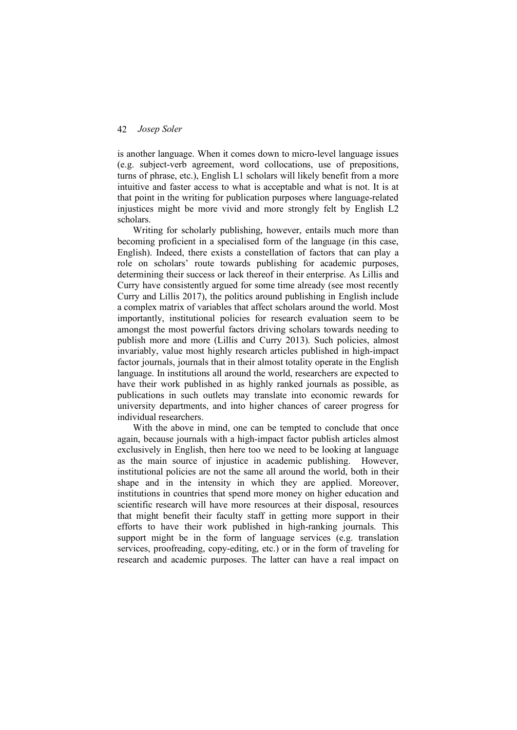is another language. When it comes down to micro-level language issues (e.g. subject-verb agreement, word collocations, use of prepositions, turns of phrase, etc.), English L1 scholars will likely benefit from a more intuitive and faster access to what is acceptable and what is not. It is at that point in the writing for publication purposes where language-related injustices might be more vivid and more strongly felt by English L2 scholars.

Writing for scholarly publishing, however, entails much more than becoming proficient in a specialised form of the language (in this case, English). Indeed, there exists a constellation of factors that can play a role on scholars' route towards publishing for academic purposes, determining their success or lack thereof in their enterprise. As Lillis and Curry have consistently argued for some time already (see most recently Curry and Lillis 2017), the politics around publishing in English include a complex matrix of variables that affect scholars around the world. Most importantly, institutional policies for research evaluation seem to be amongst the most powerful factors driving scholars towards needing to publish more and more (Lillis and Curry 2013). Such policies, almost invariably, value most highly research articles published in high-impact factor journals, journals that in their almost totality operate in the English language. In institutions all around the world, researchers are expected to have their work published in as highly ranked journals as possible, as publications in such outlets may translate into economic rewards for university departments, and into higher chances of career progress for individual researchers.

With the above in mind, one can be tempted to conclude that once again, because journals with a high-impact factor publish articles almost exclusively in English, then here too we need to be looking at language as the main source of injustice in academic publishing. However, institutional policies are not the same all around the world, both in their shape and in the intensity in which they are applied. Moreover, institutions in countries that spend more money on higher education and scientific research will have more resources at their disposal, resources that might benefit their faculty staff in getting more support in their efforts to have their work published in high-ranking journals. This support might be in the form of language services (e.g. translation services, proofreading, copy-editing, etc.) or in the form of traveling for research and academic purposes. The latter can have a real impact on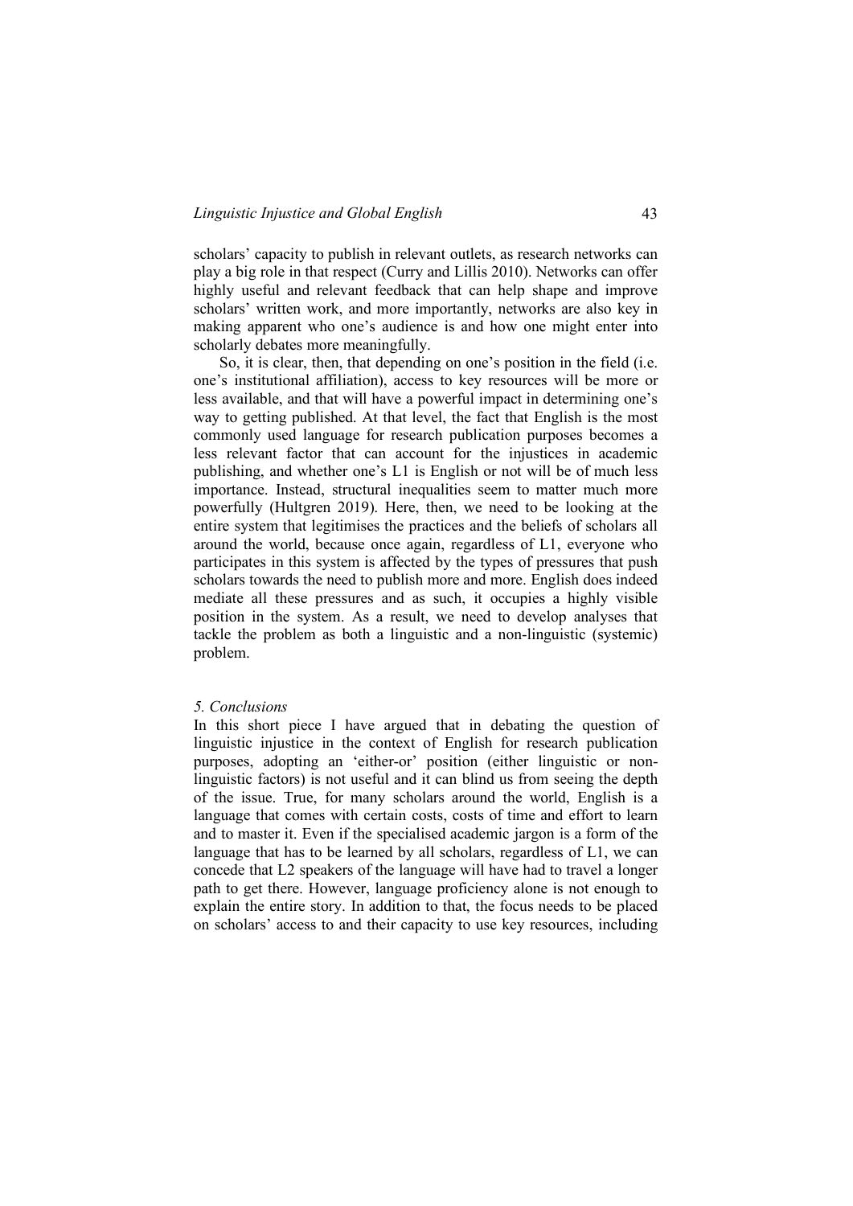scholars' capacity to publish in relevant outlets, as research networks can play a big role in that respect (Curry and Lillis 2010). Networks can offer highly useful and relevant feedback that can help shape and improve scholars' written work, and more importantly, networks are also key in making apparent who one's audience is and how one might enter into scholarly debates more meaningfully.

So, it is clear, then, that depending on one's position in the field (i.e. one's institutional affiliation), access to key resources will be more or less available, and that will have a powerful impact in determining one's way to getting published. At that level, the fact that English is the most commonly used language for research publication purposes becomes a less relevant factor that can account for the injustices in academic publishing, and whether one's L1 is English or not will be of much less importance. Instead, structural inequalities seem to matter much more powerfully (Hultgren 2019). Here, then, we need to be looking at the entire system that legitimises the practices and the beliefs of scholars all around the world, because once again, regardless of L1, everyone who participates in this system is affected by the types of pressures that push scholars towards the need to publish more and more. English does indeed mediate all these pressures and as such, it occupies a highly visible position in the system. As a result, we need to develop analyses that tackle the problem as both a linguistic and a non-linguistic (systemic) problem.

### *5. Conclusions*

In this short piece I have argued that in debating the question of linguistic injustice in the context of English for research publication purposes, adopting an 'either-or' position (either linguistic or non-linguistic factors) is not useful and it can blind us from seeing the depth of the issue. True, for many scholars around the world, English is a language that comes with certain costs, costs of time and effort to learn and to master it. Even if the specialised academic jargon is a form of the language that has to be learned by all scholars, regardless of L1, we can concede that L2 speakers of the language will have had to travel a longer path to get there. However, language proficiency alone is not enough to explain the entire story. In addition to that, the focus needs to be placed on scholars' access to and their capacity to use key resources, including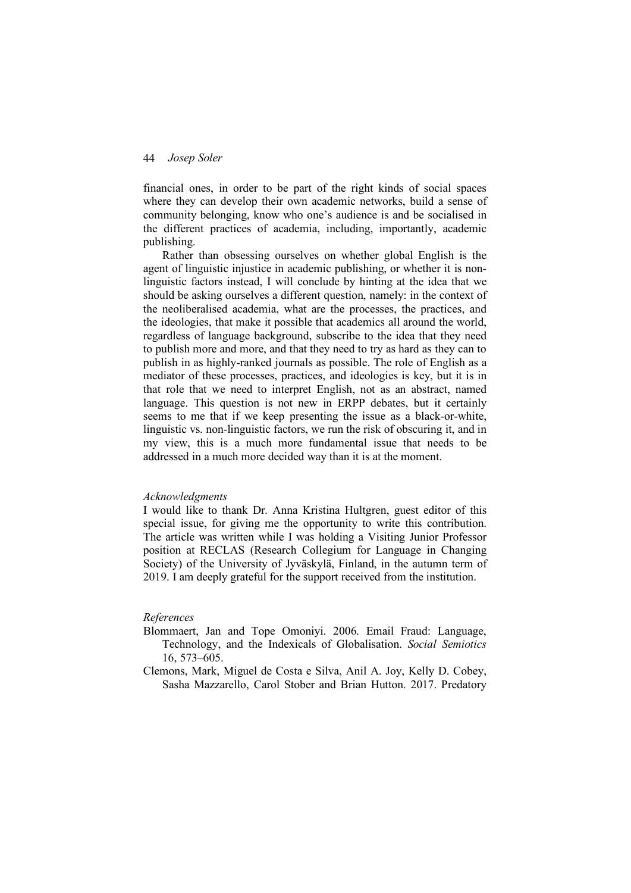financial ones, in order to be part of the right kinds of social spaces where they can develop their own academic networks, build a sense of community belonging, know who one's audience is and be socialised in the different practices of academia, including, importantly, academic publishing.

Rather than obsessing ourselves on whether global English is the agent of linguistic injustice in academic publishing, or whether it is non-linguistic factors instead, I will conclude by hinting at the idea that we should be asking ourselves a different question, namely: in the context of the neoliberalised academia, what are the processes, the practices, and the ideologies, that make it possible that academics all around the world, regardless of language background, subscribe to the idea that they need to publish more and more, and that they need to try as hard as they can to publish in as highly-ranked journals as possible. The role of English as a mediator of these processes, practices, and ideologies is key, but it is in that role that we need to interpret English, not as an abstract, named language. This question is not new in ERPP debates, but it certainly seems to me that if we keep presenting the issue as a black-or-white, linguistic vs. non-linguistic factors, we run the risk of obscuring it, and in my view, this is a much more fundamental issue that needs to be addressed in a much more decided way than it is at the moment.

*Acknowledgments*

I would like to thank Dr. Anna Kristina Hultgren, guest editor of this special issue, for giving me the opportunity to write this contribution. The article was written while I was holding a Visiting Junior Professor position at RECLAS (Research Collegium for Language in Changing Society) of the University of Jyväskylä, Finland, in the autumn term of 2019. I am deeply grateful for the support received from the institution.

*References*

Blommaert, Jan and Tope Omoniyi. 2006. Email Fraud: Language, Technology, and the Indexicals of Globalisation. *Social Semiotics* 16, 573–605.

Clemons, Mark, Miguel de Costa e Silva, Anil A. Joy, Kelly D. Cobey, Sasha Mazzarello, Carol Stober and Brian Hutton. 2017. Predatory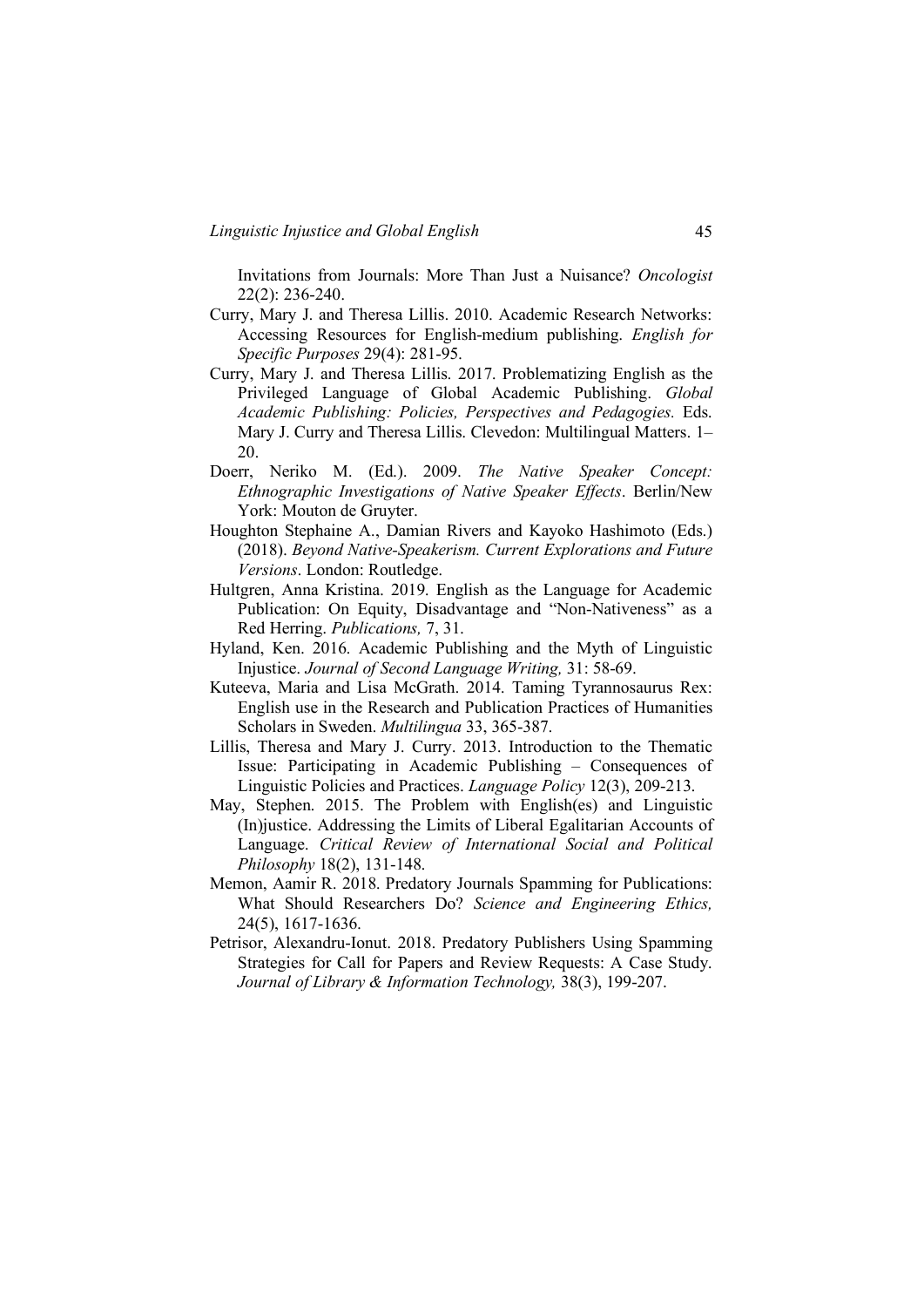Invitations from Journals: More Than Just a Nuisance? *Oncologist* 22(2): 236-240.

Curry, Mary J. and Theresa Lillis. 2010. Academic Research Networks: Accessing Resources for English-medium publishing. *English for Specific Purposes* 29(4): 281-95.

Curry, Mary J. and Theresa Lillis. 2017. Problematizing English as the Privileged Language of Global Academic Publishing. *Global Academic Publishing: Policies, Perspectives and Pedagogies.* Eds. Mary J. Curry and Theresa Lillis. Clevedon: Multilingual Matters. 1–20.

Doerr, Neriko M. (Ed.). 2009. *The Native Speaker Concept: Ethnographic Investigations of Native Speaker Effects*. Berlin/New York: Mouton de Gruyter.

Houghton Stephaine A., Damian Rivers and Kayoko Hashimoto (Eds.) (2018). *Beyond Native-Speakerism. Current Explorations and Future Versions*. London: Routledge.

Hultgren, Anna Kristina. 2019. English as the Language for Academic Publication: On Equity, Disadvantage and "Non-Nativeness" as a Red Herring. *Publications,* 7, 31.

Hyland, Ken. 2016. Academic Publishing and the Myth of Linguistic Injustice. *Journal of Second Language Writing,* 31: 58-69.

Kuteeva, Maria and Lisa McGrath. 2014. Taming Tyrannosaurus Rex: English use in the Research and Publication Practices of Humanities Scholars in Sweden. *Multilingua* 33, 365-387.

Lillis, Theresa and Mary J. Curry. 2013. Introduction to the Thematic Issue: Participating in Academic Publishing – Consequences of Linguistic Policies and Practices. *Language Policy* 12(3), 209-213.

May, Stephen. 2015. The Problem with English(es) and Linguistic (In)justice. Addressing the Limits of Liberal Egalitarian Accounts of Language. *Critical Review of International Social and Political Philosophy* 18(2), 131-148.

Memon, Aamir R. 2018. Predatory Journals Spamming for Publications: What Should Researchers Do? *Science and Engineering Ethics,* 24(5), 1617-1636.

Petrisor, Alexandru-Ionut. 2018. Predatory Publishers Using Spamming Strategies for Call for Papers and Review Requests: A Case Study. *Journal of Library & Information Technology,* 38(3), 199-207.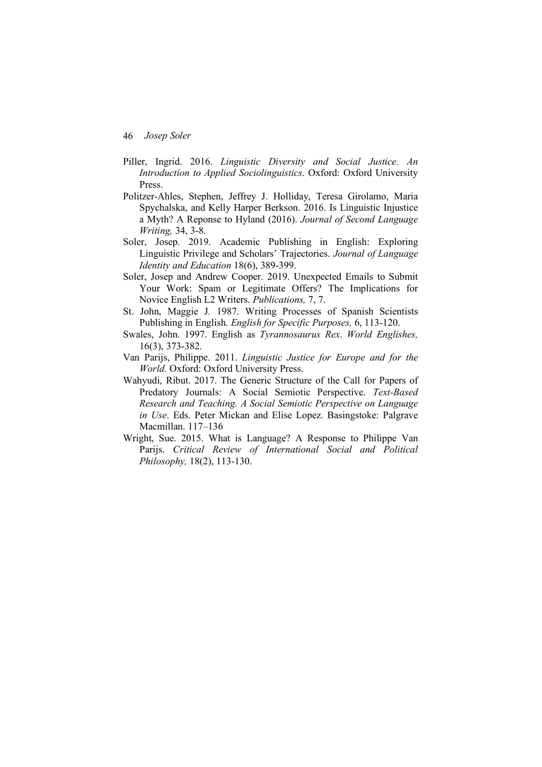Piller, Ingrid. 2016. *Linguistic Diversity and Social Justice. An Introduction to Applied Sociolinguistics*. Oxford: Oxford University Press.

Politzer-Ahles, Stephen, Jeffrey J. Holliday, Teresa Girolamo, Maria Spychalska, and Kelly Harper Berkson. 2016. Is Linguistic Injustice a Myth? A Reponse to Hyland (2016). *Journal of Second Language Writing,* 34, 3-8.

Soler, Josep. 2019. Academic Publishing in English: Exploring Linguistic Privilege and Scholars' Trajectories. *Journal of Language Identity and Education* 18(6), 389-399.

Soler, Josep and Andrew Cooper. 2019. Unexpected Emails to Submit Your Work: Spam or Legitimate Offers? The Implications for Novice English L2 Writers. *Publications,* 7, 7.

St. John, Maggie J. 1987. Writing Processes of Spanish Scientists Publishing in English. *English for Specific Purposes,* 6, 113-120.

Swales, John. 1997. English as *Tyrannosaurus Rex*. *World Englishes,* 16(3), 373-382.

Van Parijs, Philippe. 2011. *Linguistic Justice for Europe and for the World.* Oxford: Oxford University Press.

Wahyudi, Ribut. 2017. The Generic Structure of the Call for Papers of Predatory Journals: A Social Semiotic Perspective. *Text-Based Research and Teaching. A Social Semiotic Perspective on Language in Use*. Eds. Peter Mickan and Elise Lopez. Basingstoke: Palgrave Macmillan. 117–136

Wright, Sue. 2015. What is Language? A Response to Philippe Van Parijs. *Critical Review of International Social and Political Philosophy,* 18(2), 113-130.